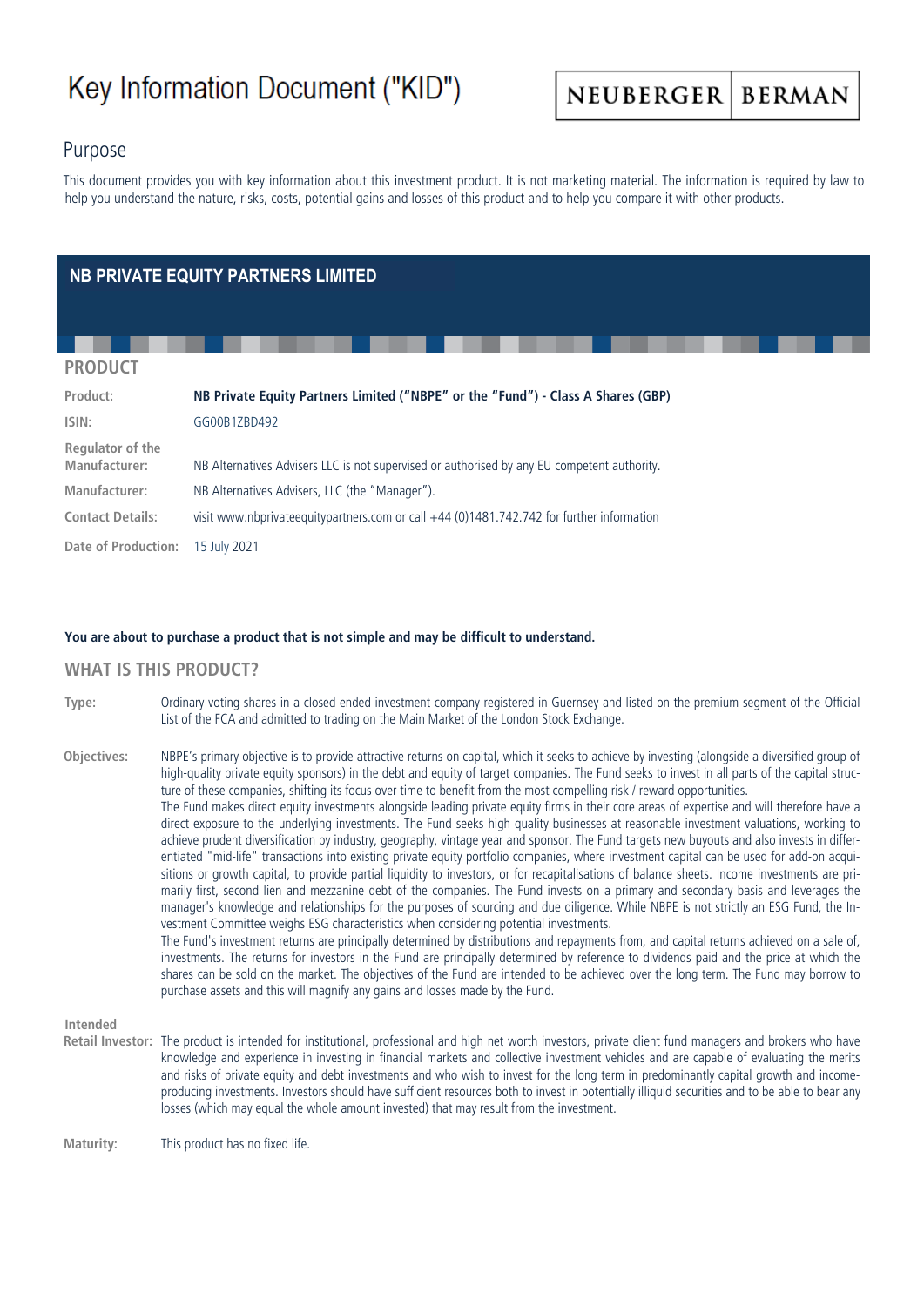# Key Information Document ("KID")

NEUBERGER | BERMAN

## Purpose

This document provides you with key information about this investment product. It is not marketing material. The information is required by law to help you understand the nature, risks, costs, potential gains and losses of this product and to help you compare it with other products.

## NB PRIVATE EQUITY PARTNERS LIMITED

### PRODUCT

| | |
|---|---|
| **Product:** | **NB Private Equity Partners Limited ("NBPE" or the "Fund") - Class A Shares (GBP)** |
| **ISIN:** | GG00B1ZBD492 |
| **Regulator of the Manufacturer:** | NB Alternatives Advisers LLC is not supervised or authorised by any EU competent authority. |
| **Manufacturer:** | NB Alternatives Advisers, LLC (the "Manager"). |
| **Contact Details:** | visit www.nbprivateequitypartners.com or call +44 (0)1481.742.742 for further information |
| **Date of Production:** | 15 July 2021 |

**You are about to purchase a product that is not simple and may be difficult to understand.**

### WHAT IS THIS PRODUCT?

**Type:** Ordinary voting shares in a closed-ended investment company registered in Guernsey and listed on the premium segment of the Official List of the FCA and admitted to trading on the Main Market of the London Stock Exchange.

**Objectives:** NBPE's primary objective is to provide attractive returns on capital, which it seeks to achieve by investing (alongside a diversified group of high-quality private equity sponsors) in the debt and equity of target companies. The Fund seeks to invest in all parts of the capital structure of these companies, shifting its focus over time to benefit from the most compelling risk / reward opportunities.
The Fund makes direct equity investments alongside leading private equity firms in their core areas of expertise and will therefore have a direct exposure to the underlying investments. The Fund seeks high quality businesses at reasonable investment valuations, working to achieve prudent diversification by industry, geography, vintage year and sponsor. The Fund targets new buyouts and also invests in differentiated "mid-life" transactions into existing private equity portfolio companies, where investment capital can be used for add-on acquisitions or growth capital, to provide partial liquidity to investors, or for recapitalisations of balance sheets. Income investments are primarily first, second lien and mezzanine debt of the companies. The Fund invests on a primary and secondary basis and leverages the manager's knowledge and relationships for the purposes of sourcing and due diligence. While NBPE is not strictly an ESG Fund, the Investment Committee weighs ESG characteristics when considering potential investments.
The Fund's investment returns are principally determined by distributions and repayments from, and capital returns achieved on a sale of, investments. The returns for investors in the Fund are principally determined by reference to dividends paid and the price at which the shares can be sold on the market. The objectives of the Fund are intended to be achieved over the long term. The Fund may borrow to purchase assets and this will magnify any gains and losses made by the Fund.

**Intended Retail Investor:** The product is intended for institutional, professional and high net worth investors, private client fund managers and brokers who have knowledge and experience in investing in financial markets and collective investment vehicles and are capable of evaluating the merits and risks of private equity and debt investments and who wish to invest for the long term in predominantly capital growth and income-producing investments. Investors should have sufficient resources both to invest in potentially illiquid securities and to be able to bear any losses (which may equal the whole amount invested) that may result from the investment.

**Maturity:** This product has no fixed life.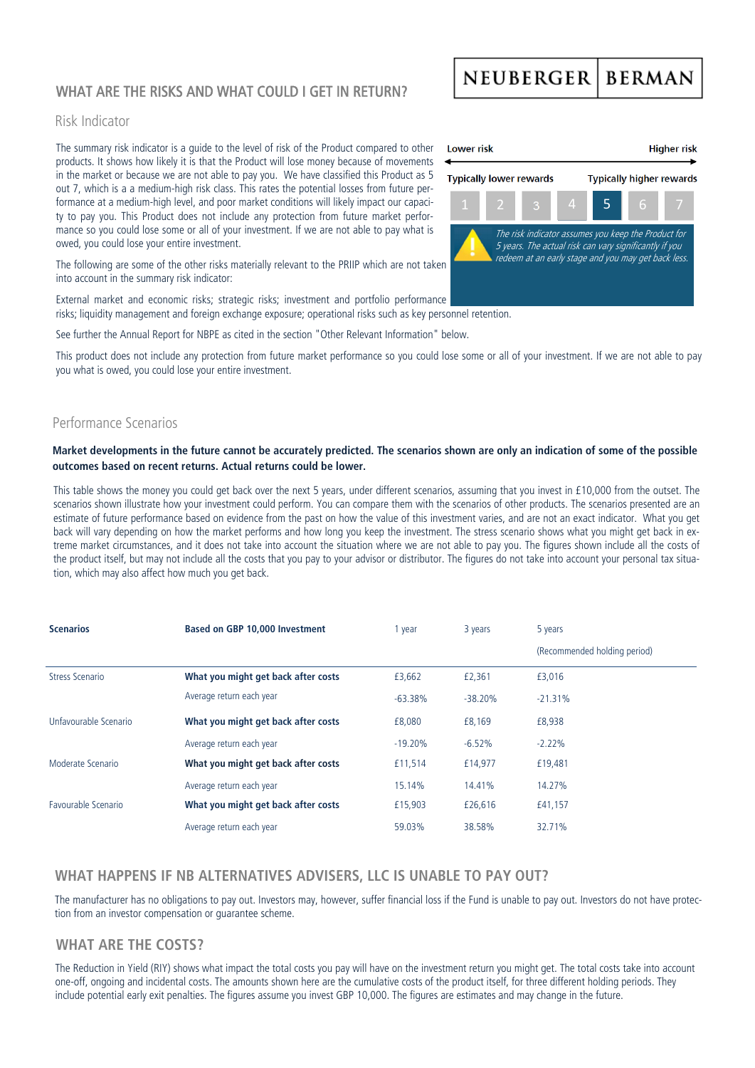## WHAT ARE THE RISKS AND WHAT COULD I GET IN RETURN?

### Risk Indicator

The summary risk indicator is a guide to the level of risk of the Product compared to other products. It shows how likely it is that the Product will lose money because of movements in the market or because we are not able to pay you. We have classified this Product as 5 out 7, which is a a medium-high risk class. This rates the potential losses from future performance at a medium-high level, and poor market conditions will likely impact our capacity to pay you. This Product does not include any protection from future market performance so you could lose some or all of your investment. If we are not able to pay what is owed, you could lose your entire investment.

Lower risk — Higher risk

Typically lower rewards — Typically higher rewards

1 | 2 | 3 | 4 | **5** | 6 | 7

*The risk indicator assumes you keep the Product for 5 years. The actual risk can vary significantly if you redeem at an early stage and you may get back less.*

The following are some of the other risks materially relevant to the PRIIP which are not taken into account in the summary risk indicator:

External market and economic risks; strategic risks; investment and portfolio performance risks; liquidity management and foreign exchange exposure; operational risks such as key personnel retention.

See further the Annual Report for NBPE as cited in the section "Other Relevant Information" below.

This product does not include any protection from future market performance so you could lose some or all of your investment. If we are not able to pay you what is owed, you could lose your entire investment.

### Performance Scenarios

**Market developments in the future cannot be accurately predicted. The scenarios shown are only an indication of some of the possible outcomes based on recent returns. Actual returns could be lower.**

This table shows the money you could get back over the next 5 years, under different scenarios, assuming that you invest in £10,000 from the outset. The scenarios shown illustrate how your investment could perform. You can compare them with the scenarios of other products. The scenarios presented are an estimate of future performance based on evidence from the past on how the value of this investment varies, and are not an exact indicator. What you get back will vary depending on how the market performs and how long you keep the investment. The stress scenario shows what you might get back in extreme market circumstances, and it does not take into account the situation where we are not able to pay you. The figures shown include all the costs of the product itself, but may not include all the costs that you pay to your advisor or distributor. The figures do not take into account your personal tax situation, which may also affect how much you get back.

| **Scenarios** | **Based on GBP 10,000 Investment** | 1 year | 3 years | 5 years (Recommended holding period) |
|---|---|---|---|---|
| Stress Scenario | **What you might get back after costs** | £3,662 | £2,361 | £3,016 |
| | Average return each year | -63.38% | -38.20% | -21.31% |
| Unfavourable Scenario | **What you might get back after costs** | £8,080 | £8,169 | £8,938 |
| | Average return each year | -19.20% | -6.52% | -2.22% |
| Moderate Scenario | **What you might get back after costs** | £11,514 | £14,977 | £19,481 |
| | Average return each year | 15.14% | 14.41% | 14.27% |
| Favourable Scenario | **What you might get back after costs** | £15,903 | £26,616 | £41,157 |
| | Average return each year | 59.03% | 38.58% | 32.71% |

## WHAT HAPPENS IF NB ALTERNATIVES ADVISERS, LLC IS UNABLE TO PAY OUT?

The manufacturer has no obligations to pay out. Investors may, however, suffer financial loss if the Fund is unable to pay out. Investors do not have protection from an investor compensation or guarantee scheme.

## WHAT ARE THE COSTS?

The Reduction in Yield (RIY) shows what impact the total costs you pay will have on the investment return you might get. The total costs take into account one-off, ongoing and incidental costs. The amounts shown here are the cumulative costs of the product itself, for three different holding periods. They include potential early exit penalties. The figures assume you invest GBP 10,000. The figures are estimates and may change in the future.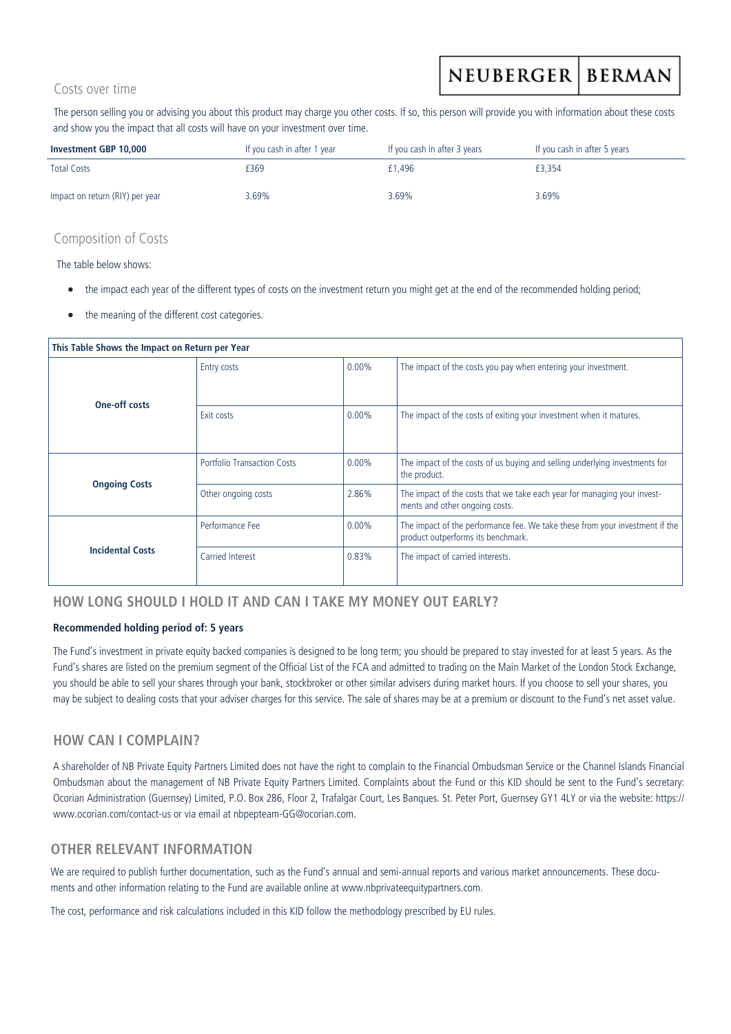## Costs over time

The person selling you or advising you about this product may charge you other costs. If so, this person will provide you with information about these costs and show you the impact that all costs will have on your investment over time.

| Investment GBP 10,000 | If you cash in after 1 year | If you cash in after 3 years | If you cash in after 5 years |
|---|---|---|---|
| Total Costs | £369 | £1,496 | £3,354 |
| Impact on return (RIY) per year | 3.69% | 3.69% | 3.69% |

## Composition of Costs

The table below shows:

- the impact each year of the different types of costs on the investment return you might get at the end of the recommended holding period;
- the meaning of the different cost categories.

| This Table Shows the Impact on Return per Year | | | |
|---|---|---|---|
| **One-off costs** | Entry costs | 0.00% | The impact of the costs you pay when entering your investment. |
| | Exit costs | 0.00% | The impact of the costs of exiting your investment when it matures. |
| **Ongoing Costs** | Portfolio Transaction Costs | 0.00% | The impact of the costs of us buying and selling underlying investments for the product. |
| | Other ongoing costs | 2.86% | The impact of the costs that we take each year for managing your investments and other ongoing costs. |
| **Incidental Costs** | Performance Fee | 0.00% | The impact of the performance fee. We take these from your investment if the product outperforms its benchmark. |
| | Carried Interest | 0.83% | The impact of carried interests. |

## HOW LONG SHOULD I HOLD IT AND CAN I TAKE MY MONEY OUT EARLY?

**Recommended holding period of: 5 years**

The Fund's investment in private equity backed companies is designed to be long term; you should be prepared to stay invested for at least 5 years. As the Fund's shares are listed on the premium segment of the Official List of the FCA and admitted to trading on the Main Market of the London Stock Exchange, you should be able to sell your shares through your bank, stockbroker or other similar advisers during market hours. If you choose to sell your shares, you may be subject to dealing costs that your adviser charges for this service. The sale of shares may be at a premium or discount to the Fund's net asset value.

## HOW CAN I COMPLAIN?

A shareholder of NB Private Equity Partners Limited does not have the right to complain to the Financial Ombudsman Service or the Channel Islands Financial Ombudsman about the management of NB Private Equity Partners Limited. Complaints about the Fund or this KID should be sent to the Fund's secretary: Ocorian Administration (Guernsey) Limited, P.O. Box 286, Floor 2, Trafalgar Court, Les Banques. St. Peter Port, Guernsey GY1 4LY or via the website: https://www.ocorian.com/contact-us or via email at nbpepteam-GG@ocorian.com.

## OTHER RELEVANT INFORMATION

We are required to publish further documentation, such as the Fund's annual and semi-annual reports and various market announcements. These documents and other information relating to the Fund are available online at www.nbprivateequitypartners.com.

The cost, performance and risk calculations included in this KID follow the methodology prescribed by EU rules.